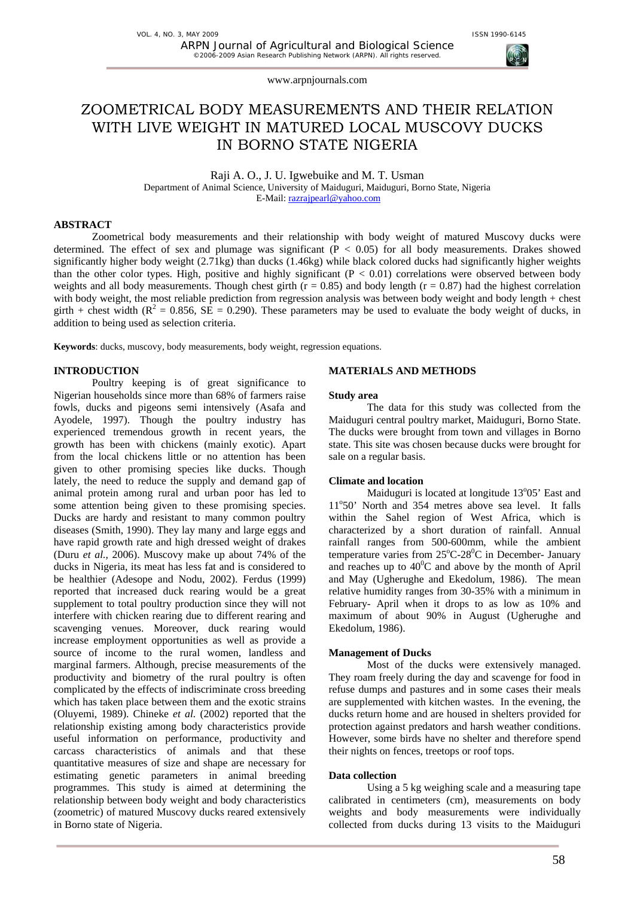# ZOOMETRICAL BODY MEASUREMENTS AND THEIR RELATION WITH LIVE WEIGHT IN MATURED LOCAL MUSCOVY DUCKS IN BORNO STATE NIGERIA

Raji A. O., J. U. Igwebuike and M. T. Usman

Department of Animal Science, University of Maiduguri, Maiduguri, Borno State, Nigeria

E-Mail: razrajpearl@yahoo.com

## ABSTRACT

Zoometrical body measurements and their relationship with body weight of matured Muscovy ducks were determined. The effect of sex and plumage was significant ($P < 0.05$) for all body measurements. Drakes showed significantly higher body weight (2.71kg) than ducks (1.46kg) while black colored ducks had significantly higher weights than the other color types. High, positive and highly significant ($P < 0.01$) correlations were observed between body weights and all body measurements. Though chest girth ($r = 0.85$) and body length ($r = 0.87$) had the highest correlation with body weight, the most reliable prediction from regression analysis was between body weight and body length + chest girth + chest width ($R^2 = 0.856$, SE = 0.290). These parameters may be used to evaluate the body weight of ducks, in addition to being used as selection criteria.

**Keywords**: ducks, muscovy, body measurements, body weight, regression equations.

## INTRODUCTION

Poultry keeping is of great significance to Nigerian households since more than 68% of farmers raise fowls, ducks and pigeons semi intensively (Asafa and Ayodele, 1997). Though the poultry industry has experienced tremendous growth in recent years, the growth has been with chickens (mainly exotic). Apart from the local chickens little or no attention has been given to other promising species like ducks. Though lately, the need to reduce the supply and demand gap of animal protein among rural and urban poor has led to some attention being given to these promising species. Ducks are hardy and resistant to many common poultry diseases (Smith, 1990). They lay many and large eggs and have rapid growth rate and high dressed weight of drakes (Duru *et al.*, 2006). Muscovy make up about 74% of the ducks in Nigeria, its meat has less fat and is considered to be healthier (Adesope and Nodu, 2002). Ferdus (1999) reported that increased duck rearing would be a great supplement to total poultry production since they will not interfere with chicken rearing due to different rearing and scavenging venues. Moreover, duck rearing would increase employment opportunities as well as provide a source of income to the rural women, landless and marginal farmers. Although, precise measurements of the productivity and biometry of the rural poultry is often complicated by the effects of indiscriminate cross breeding which has taken place between them and the exotic strains (Oluyemi, 1989). Chineke *et al.* (2002) reported that the relationship existing among body characteristics provide useful information on performance, productivity and carcass characteristics of animals and that these quantitative measures of size and shape are necessary for estimating genetic parameters in animal breeding programmes. This study is aimed at determining the relationship between body weight and body characteristics (zoometric) of matured Muscovy ducks reared extensively in Borno state of Nigeria.

## MATERIALS AND METHODS

### Study area

The data for this study was collected from the Maiduguri central poultry market, Maiduguri, Borno State. The ducks were brought from town and villages in Borno state. This site was chosen because ducks were brought for sale on a regular basis.

### Climate and location

Maiduguri is located at longitude 13°05' East and 11°50' North and 354 metres above sea level. It falls within the Sahel region of West Africa, which is characterized by a short duration of rainfall. Annual rainfall ranges from 500-600mm, while the ambient temperature varies from 25°C-28°C in December- January and reaches up to 40°C and above by the month of April and May (Ugherughe and Ekedolum, 1986). The mean relative humidity ranges from 30-35% with a minimum in February- April when it drops to as low as 10% and maximum of about 90% in August (Ugherughe and Ekedolum, 1986).

### Management of Ducks

Most of the ducks were extensively managed. They roam freely during the day and scavenge for food in refuse dumps and pastures and in some cases their meals are supplemented with kitchen wastes. In the evening, the ducks return home and are housed in shelters provided for protection against predators and harsh weather conditions. However, some birds have no shelter and therefore spend their nights on fences, treetops or roof tops.

### Data collection

Using a 5 kg weighing scale and a measuring tape calibrated in centimeters (cm), measurements on body weights and body measurements were individually collected from ducks during 13 visits to the Maiduguri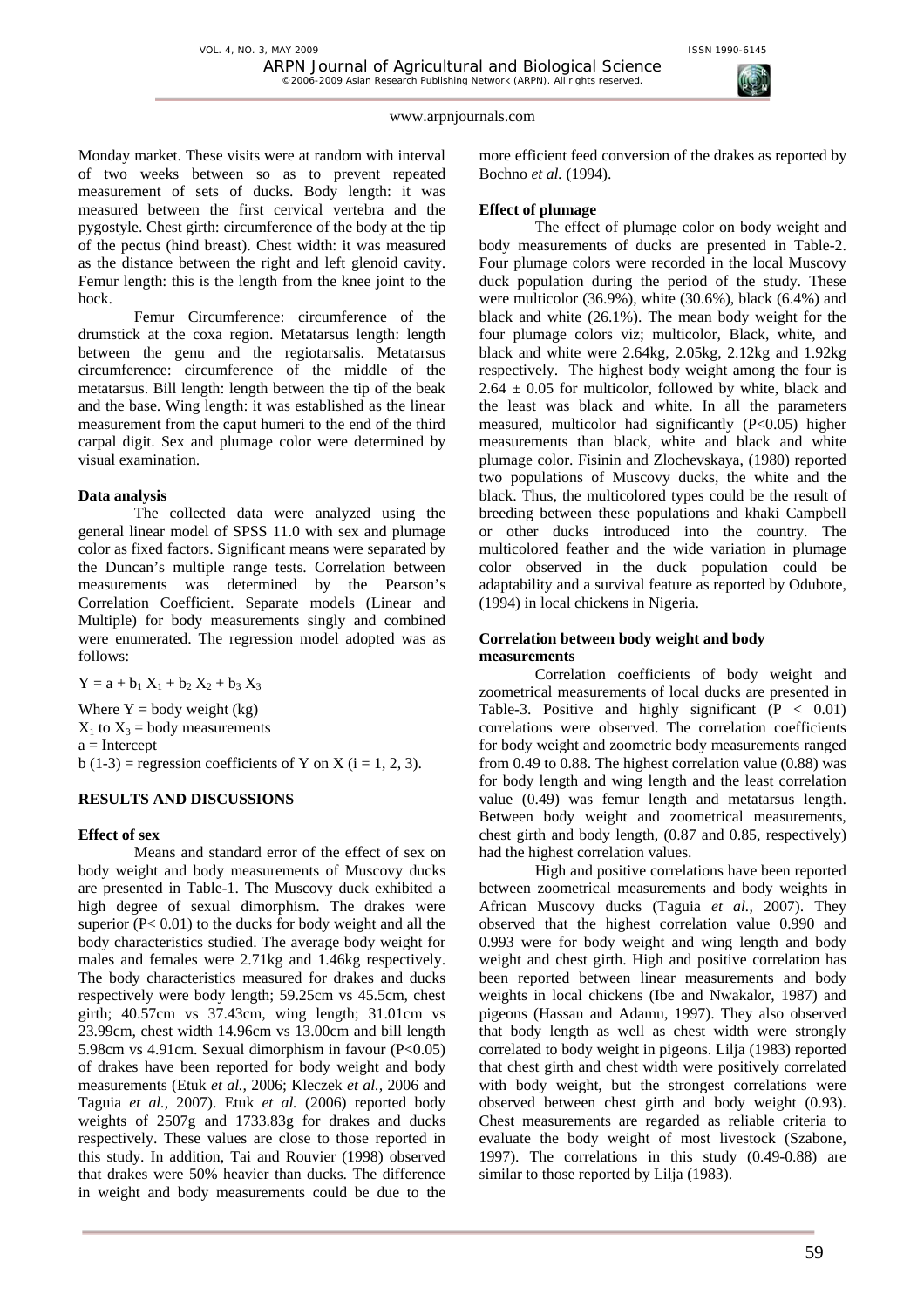Monday market. These visits were at random with interval of two weeks between so as to prevent repeated measurement of sets of ducks. Body length: it was measured between the first cervical vertebra and the pygostyle. Chest girth: circumference of the body at the tip of the pectus (hind breast). Chest width: it was measured as the distance between the right and left glenoid cavity. Femur length: this is the length from the knee joint to the hock.

Femur Circumference: circumference of the drumstick at the coxa region. Metatarsus length: length between the genu and the regiotarsalis. Metatarsus circumference: circumference of the middle of the metatarsus. Bill length: length between the tip of the beak and the base. Wing length: it was established as the linear measurement from the caput humeri to the end of the third carpal digit. Sex and plumage color were determined by visual examination.

**Data analysis**

The collected data were analyzed using the general linear model of SPSS 11.0 with sex and plumage color as fixed factors. Significant means were separated by the Duncan's multiple range tests. Correlation between measurements was determined by the Pearson's Correlation Coefficient. Separate models (Linear and Multiple) for body measurements singly and combined were enumerated. The regression model adopted was as follows:

$$Y = a + b_1 X_1 + b_2 X_2 + b_3 X_3$$

Where Y = body weight (kg)
$X_1$ to $X_3$ = body measurements
a = Intercept
b (1-3) = regression coefficients of Y on X (i = 1, 2, 3).

## RESULTS AND DISCUSSIONS

**Effect of sex**

Means and standard error of the effect of sex on body weight and body measurements of Muscovy ducks are presented in Table-1. The Muscovy duck exhibited a high degree of sexual dimorphism. The drakes were superior ($P< 0.01$) to the ducks for body weight and all the body characteristics studied. The average body weight for males and females were 2.71kg and 1.46kg respectively. The body characteristics measured for drakes and ducks respectively were body length; 59.25cm vs 45.5cm, chest girth; 40.57cm vs 37.43cm, wing length; 31.01cm vs 23.99cm, chest width 14.96cm vs 13.00cm and bill length 5.98cm vs 4.91cm. Sexual dimorphism in favour ($P<0.05$) of drakes have been reported for body weight and body measurements (Etuk *et al.,* 2006; Kleczek *et al.,* 2006 and Taguia *et al.,* 2007). Etuk *et al.* (2006) reported body weights of 2507g and 1733.83g for drakes and ducks respectively. These values are close to those reported in this study. In addition, Tai and Rouvier (1998) observed that drakes were 50% heavier than ducks. The difference in weight and body measurements could be due to the more efficient feed conversion of the drakes as reported by Bochno *et al.* (1994).

**Effect of plumage**

The effect of plumage color on body weight and body measurements of ducks are presented in Table-2. Four plumage colors were recorded in the local Muscovy duck population during the period of the study. These were multicolor (36.9%), white (30.6%), black (6.4%) and black and white (26.1%). The mean body weight for the four plumage colors viz; multicolor, Black, white, and black and white were 2.64kg, 2.05kg, 2.12kg and 1.92kg respectively. The highest body weight among the four is $2.64 \pm 0.05$ for multicolor, followed by white, black and the least was black and white. In all the parameters measured, multicolor had significantly ($P<0.05$) higher measurements than black, white and black and white plumage color. Fisinin and Zlochevskaya, (1980) reported two populations of Muscovy ducks, the white and the black. Thus, the multicolored types could be the result of breeding between these populations and khaki Campbell or other ducks introduced into the country. The multicolored feather and the wide variation in plumage color observed in the duck population could be adaptability and a survival feature as reported by Odubote, (1994) in local chickens in Nigeria.

**Correlation between body weight and body measurements**

Correlation coefficients of body weight and zoometrical measurements of local ducks are presented in Table-3. Positive and highly significant ($P < 0.01$) correlations were observed. The correlation coefficients for body weight and zoometric body measurements ranged from 0.49 to 0.88. The highest correlation value (0.88) was for body length and wing length and the least correlation value (0.49) was femur length and metatarsus length. Between body weight and zoometrical measurements, chest girth and body length, (0.87 and 0.85, respectively) had the highest correlation values.

High and positive correlations have been reported between zoometrical measurements and body weights in African Muscovy ducks (Taguia *et al.,* 2007). They observed that the highest correlation value 0.990 and 0.993 were for body weight and wing length and body weight and chest girth. High and positive correlation has been reported between linear measurements and body weights in local chickens (Ibe and Nwakalor, 1987) and pigeons (Hassan and Adamu, 1997). They also observed that body length as well as chest width were strongly correlated to body weight in pigeons. Lilja (1983) reported that chest girth and chest width were positively correlated with body weight, but the strongest correlations were observed between chest girth and body weight (0.93). Chest measurements are regarded as reliable criteria to evaluate the body weight of most livestock (Szabone, 1997). The correlations in this study (0.49-0.88) are similar to those reported by Lilja (1983).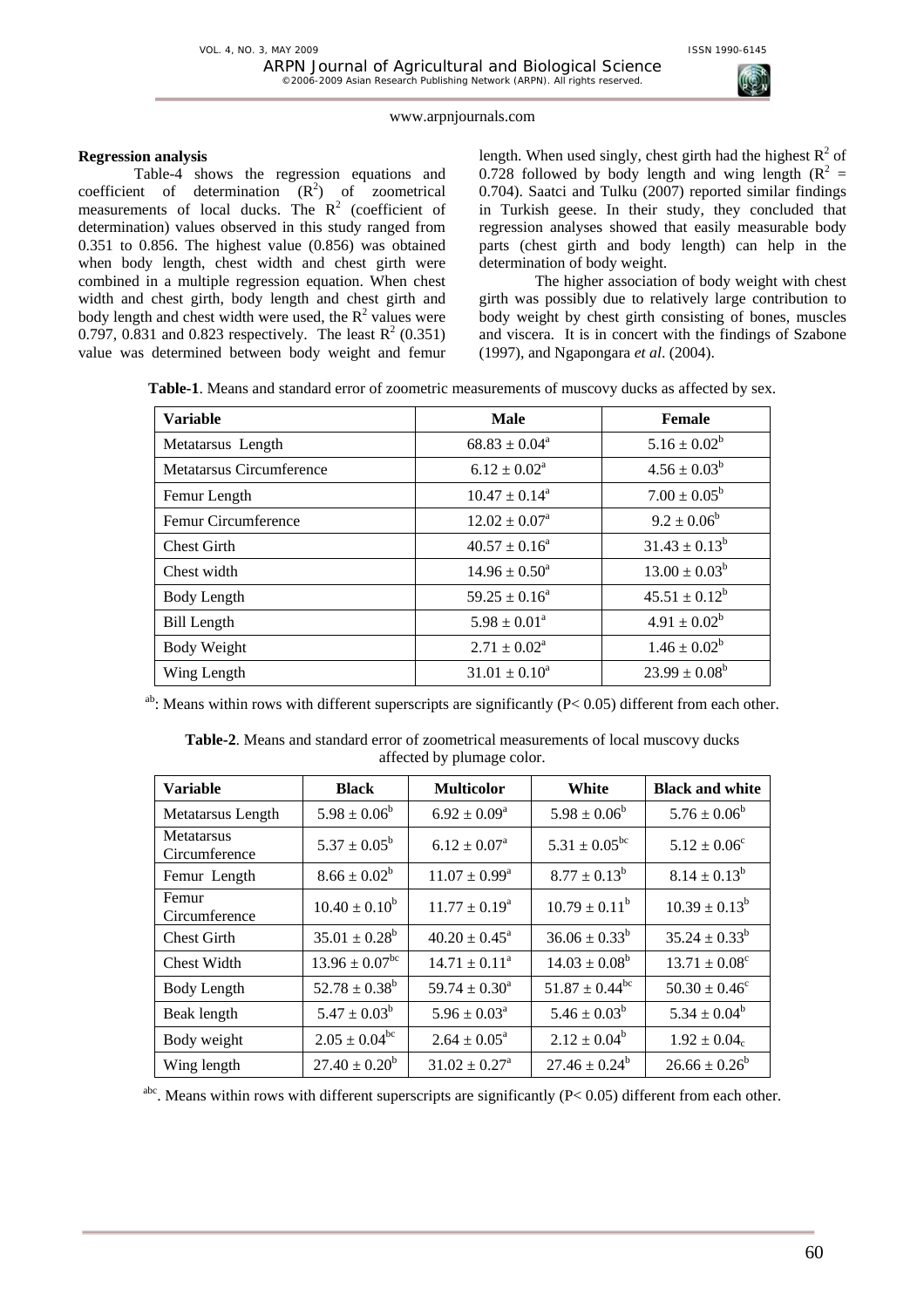**Regression analysis**

Table-4 shows the regression equations and coefficient of determination ($R^2$) of zoometrical measurements of local ducks. The $R^2$ (coefficient of determination) values observed in this study ranged from 0.351 to 0.856. The highest value (0.856) was obtained when body length, chest width and chest girth were combined in a multiple regression equation. When chest width and chest girth, body length and chest girth and body length and chest width were used, the $R^2$ values were 0.797, 0.831 and 0.823 respectively. The least $R^2$ (0.351) value was determined between body weight and femur length. When used singly, chest girth had the highest $R^2$ of 0.728 followed by body length and wing length ($R^2$ = 0.704). Saatci and Tulku (2007) reported similar findings in Turkish geese. In their study, they concluded that regression analyses showed that easily measurable body parts (chest girth and body length) can help in the determination of body weight.

The higher association of body weight with chest girth was possibly due to relatively large contribution to body weight by chest girth consisting of bones, muscles and viscera. It is in concert with the findings of Szabone (1997), and Ngapongara *et al*. (2004).

**Table-1**. Means and standard error of zoometric measurements of muscovy ducks as affected by sex.

| Variable | Male | Female |
|---|---|---|
| Metatarsus Length | $68.83 \pm 0.04^a$ | $5.16 \pm 0.02^b$ |
| Metatarsus Circumference | $6.12 \pm 0.02^a$ | $4.56 \pm 0.03^b$ |
| Femur Length | $10.47 \pm 0.14^a$ | $7.00 \pm 0.05^b$ |
| Femur Circumference | $12.02 \pm 0.07^a$ | $9.2 \pm 0.06^b$ |
| Chest Girth | $40.57 \pm 0.16^a$ | $31.43 \pm 0.13^b$ |
| Chest width | $14.96 \pm 0.50^a$ | $13.00 \pm 0.03^b$ |
| Body Length | $59.25 \pm 0.16^a$ | $45.51 \pm 0.12^b$ |
| Bill Length | $5.98 \pm 0.01^a$ | $4.91 \pm 0.02^b$ |
| Body Weight | $2.71 \pm 0.02^a$ | $1.46 \pm 0.02^b$ |
| Wing Length | $31.01 \pm 0.10^a$ | $23.99 \pm 0.08^b$ |

[ab]: Means within rows with different superscripts are significantly (P< 0.05) different from each other.

**Table-2**. Means and standard error of zoometrical measurements of local muscovy ducks affected by plumage color.

| Variable | Black | Multicolor | White | Black and white |
|---|---|---|---|---|
| Metatarsus Length | $5.98 \pm 0.06^b$ | $6.92 \pm 0.09^a$ | $5.98 \pm 0.06^b$ | $5.76 \pm 0.06^b$ |
| Metatarsus Circumference | $5.37 \pm 0.05^b$ | $6.12 \pm 0.07^a$ | $5.31 \pm 0.05^{bc}$ | $5.12 \pm 0.06^c$ |
| Femur Length | $8.66 \pm 0.02^b$ | $11.07 \pm 0.99^a$ | $8.77 \pm 0.13^b$ | $8.14 \pm 0.13^b$ |
| Femur Circumference | $10.40 \pm 0.10^b$ | $11.77 \pm 0.19^a$ | $10.79 \pm 0.11^b$ | $10.39 \pm 0.13^b$ |
| Chest Girth | $35.01 \pm 0.28^b$ | $40.20 \pm 0.45^a$ | $36.06 \pm 0.33^b$ | $35.24 \pm 0.33^b$ |
| Chest Width | $13.96 \pm 0.07^{bc}$ | $14.71 \pm 0.11^a$ | $14.03 \pm 0.08^b$ | $13.71 \pm 0.08^c$ |
| Body Length | $52.78 \pm 0.38^b$ | $59.74 \pm 0.30^a$ | $51.87 \pm 0.44^{bc}$ | $50.30 \pm 0.46^c$ |
| Beak length | $5.47 \pm 0.03^b$ | $5.96 \pm 0.03^a$ | $5.46 \pm 0.03^b$ | $5.34 \pm 0.04^b$ |
| Body weight | $2.05 \pm 0.04^{bc}$ | $2.64 \pm 0.05^a$ | $2.12 \pm 0.04^b$ | $1.92 \pm 0.04_c$ |
| Wing length | $27.40 \pm 0.20^b$ | $31.02 \pm 0.27^a$ | $27.46 \pm 0.24^b$ | $26.66 \pm 0.26^b$ |

[abc]. Means within rows with different superscripts are significantly (P< 0.05) different from each other.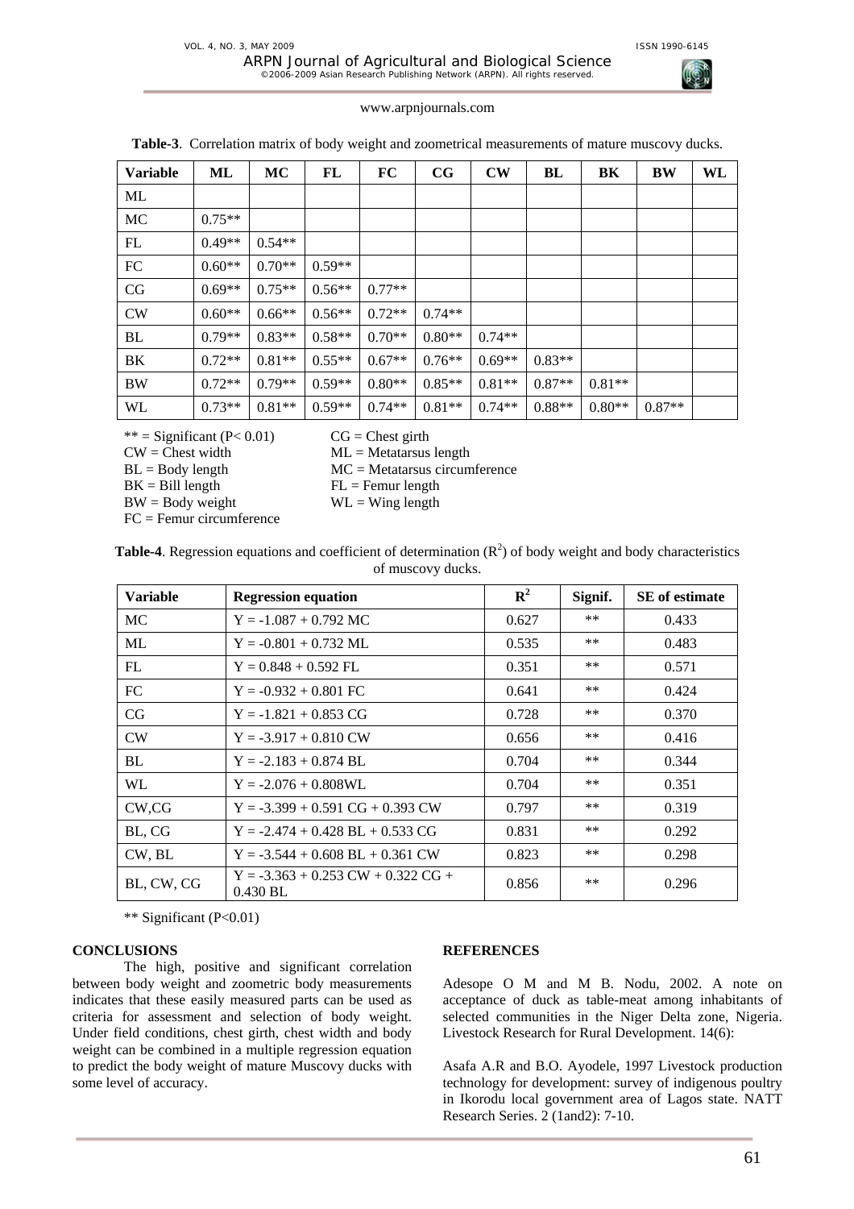**Table-3**. Correlation matrix of body weight and zoometrical measurements of mature muscovy ducks.

| Variable | ML | MC | FL | FC | CG | CW | BL | BK | BW | WL |
|---|---|---|---|---|---|---|---|---|---|---|
| ML | | | | | | | | | | |
| MC | 0.75** | | | | | | | | | |
| FL | 0.49** | 0.54** | | | | | | | | |
| FC | 0.60** | 0.70** | 0.59** | | | | | | | |
| CG | 0.69** | 0.75** | 0.56** | 0.77** | | | | | | |
| CW | 0.60** | 0.66** | 0.56** | 0.72** | 0.74** | | | | | |
| BL | 0.79** | 0.83** | 0.58** | 0.70** | 0.80** | 0.74** | | | | |
| BK | 0.72** | 0.81** | 0.55** | 0.67** | 0.76** | 0.69** | 0.83** | | | |
| BW | 0.72** | 0.79** | 0.59** | 0.80** | 0.85** | 0.81** | 0.87** | 0.81** | | |
| WL | 0.73** | 0.81** | 0.59** | 0.74** | 0.81** | 0.74** | 0.88** | 0.80** | 0.87** | |

** = Significant (P< 0.01)
CW = Chest width
BL = Body length
BK = Bill length
BW = Body weight
FC = Femur circumference
CG = Chest girth
ML = Metatarsus length
MC = Metatarsus circumference
FL = Femur length
WL = Wing length

**Table-4**. Regression equations and coefficient of determination ($R^2$) of body weight and body characteristics of muscovy ducks.

| Variable | Regression equation | $R^2$ | Signif. | SE of estimate |
|---|---|---|---|---|
| MC | $Y = -1.087 + 0.792$ MC | 0.627 | ** | 0.433 |
| ML | $Y = -0.801 + 0.732$ ML | 0.535 | ** | 0.483 |
| FL | $Y = 0.848 + 0.592$ FL | 0.351 | ** | 0.571 |
| FC | $Y = -0.932 + 0.801$ FC | 0.641 | ** | 0.424 |
| CG | $Y = -1.821 + 0.853$ CG | 0.728 | ** | 0.370 |
| CW | $Y = -3.917 + 0.810$ CW | 0.656 | ** | 0.416 |
| BL | $Y = -2.183 + 0.874$ BL | 0.704 | ** | 0.344 |
| WL | $Y = -2.076 + 0.808$WL | 0.704 | ** | 0.351 |
| CW,CG | $Y = -3.399 + 0.591$ CG $+ 0.393$ CW | 0.797 | ** | 0.319 |
| BL, CG | $Y = -2.474 + 0.428$ BL $+ 0.533$ CG | 0.831 | ** | 0.292 |
| CW, BL | $Y = -3.544 + 0.608$ BL $+ 0.361$ CW | 0.823 | ** | 0.298 |
| BL, CW, CG | $Y = -3.363 + 0.253$ CW $+ 0.322$ CG $+ 0.430$ BL | 0.856 | ** | 0.296 |

** Significant (P<0.01)

## CONCLUSIONS

The high, positive and significant correlation between body weight and zoometric body measurements indicates that these easily measured parts can be used as criteria for assessment and selection of body weight. Under field conditions, chest girth, chest width and body weight can be combined in a multiple regression equation to predict the body weight of mature Muscovy ducks with some level of accuracy.

## REFERENCES

Adesope O M and M B. Nodu, 2002. A note on acceptance of duck as table-meat among inhabitants of selected communities in the Niger Delta zone, Nigeria. Livestock Research for Rural Development. 14(6):

Asafa A.R and B.O. Ayodele, 1997 Livestock production technology for development: survey of indigenous poultry in Ikorodu local government area of Lagos state. NATT Research Series. 2 (1and2): 7-10.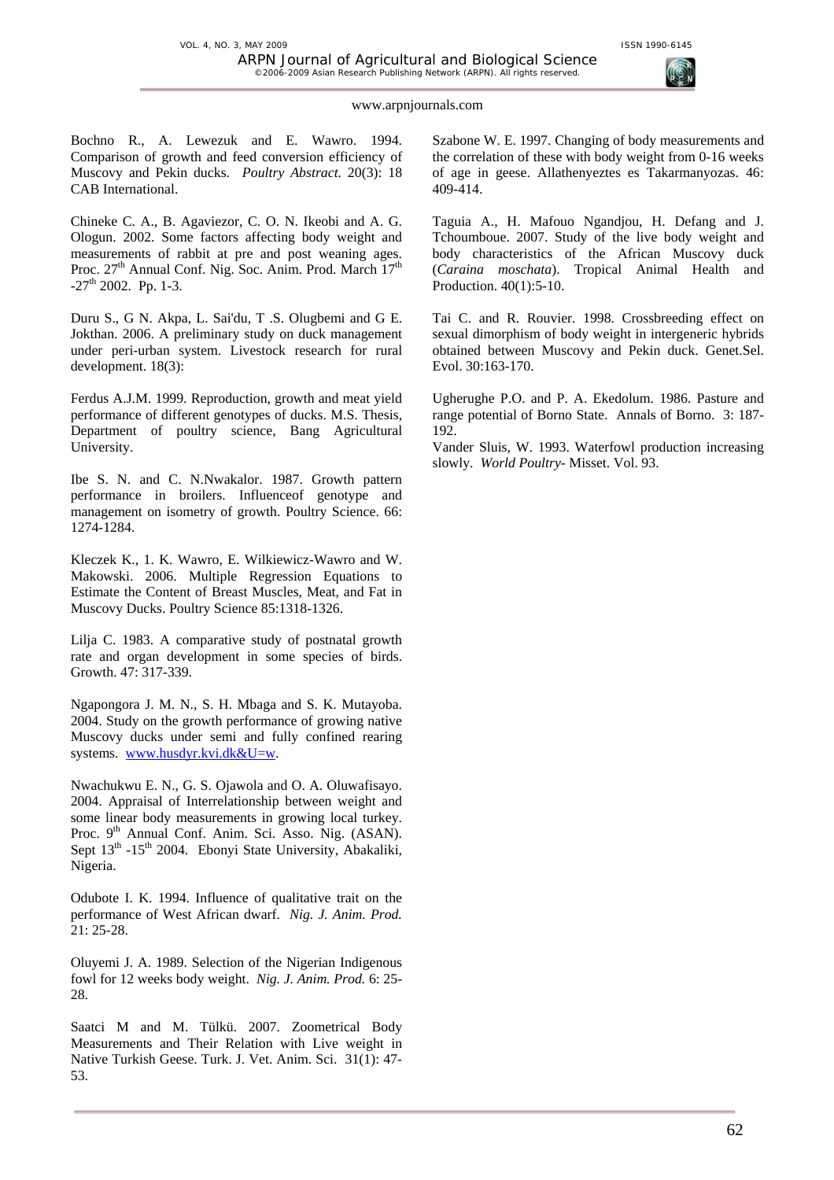Bochno R., A. Lewezuk and E. Wawro. 1994. Comparison of growth and feed conversion efficiency of Muscovy and Pekin ducks. *Poultry Abstract.* 20(3): 18 CAB International.

Chineke C. A., B. Agaviezor, C. O. N. Ikeobi and A. G. Ologun. 2002. Some factors affecting body weight and measurements of rabbit at pre and post weaning ages. Proc. 27th Annual Conf. Nig. Soc. Anim. Prod. March 17th -27th 2002. Pp. 1-3.

Duru S., G N. Akpa, L. Sai'du, T .S. Olugbemi and G E. Jokthan. 2006. A preliminary study on duck management under peri-urban system. Livestock research for rural development. 18(3):

Ferdus A.J.M. 1999. Reproduction, growth and meat yield performance of different genotypes of ducks. M.S. Thesis, Department of poultry science, Bang Agricultural University.

Ibe S. N. and C. N.Nwakalor. 1987. Growth pattern performance in broilers. Influenceof genotype and management on isometry of growth. Poultry Science. 66: 1274-1284.

Kleczek K., 1. K. Wawro, E. Wilkiewicz-Wawro and W. Makowski. 2006. Multiple Regression Equations to Estimate the Content of Breast Muscles, Meat, and Fat in Muscovy Ducks. Poultry Science 85:1318-1326.

Lilja C. 1983. A comparative study of postnatal growth rate and organ development in some species of birds. Growth. 47: 317-339.

Ngapongora J. M. N., S. H. Mbaga and S. K. Mutayoba. 2004. Study on the growth performance of growing native Muscovy ducks under semi and fully confined rearing systems. www.husdyr.kvi.dk&U=w.

Nwachukwu E. N., G. S. Ojawola and O. A. Oluwafisayo. 2004. Appraisal of Interrelationship between weight and some linear body measurements in growing local turkey. Proc. 9th Annual Conf. Anim. Sci. Asso. Nig. (ASAN). Sept 13th -15th 2004. Ebonyi State University, Abakaliki, Nigeria.

Odubote I. K. 1994. Influence of qualitative trait on the performance of West African dwarf. *Nig. J. Anim. Prod.* 21: 25-28.

Oluyemi J. A. 1989. Selection of the Nigerian Indigenous fowl for 12 weeks body weight. *Nig. J. Anim. Prod.* 6: 25-28.

Saatci M and M. Tülkü. 2007. Zoometrical Body Measurements and Their Relation with Live weight in Native Turkish Geese. Turk. J. Vet. Anim. Sci. 31(1): 47-53.

Szabone W. E. 1997. Changing of body measurements and the correlation of these with body weight from 0-16 weeks of age in geese. Allathenyeztes es Takarmanyozas. 46: 409-414.

Taguia A., H. Mafouo Ngandjou, H. Defang and J. Tchoumboue. 2007. Study of the live body weight and body characteristics of the African Muscovy duck (*Caraina moschata*). Tropical Animal Health and Production. 40(1):5-10.

Tai C. and R. Rouvier. 1998. Crossbreeding effect on sexual dimorphism of body weight in intergeneric hybrids obtained between Muscovy and Pekin duck. Genet.Sel. Evol. 30:163-170.

Ugherughe P.O. and P. A. Ekedolum. 1986. Pasture and range potential of Borno State. Annals of Borno. 3: 187-192.

Vander Sluis, W. 1993. Waterfowl production increasing slowly. *World Poultry*- Misset. Vol. 93.